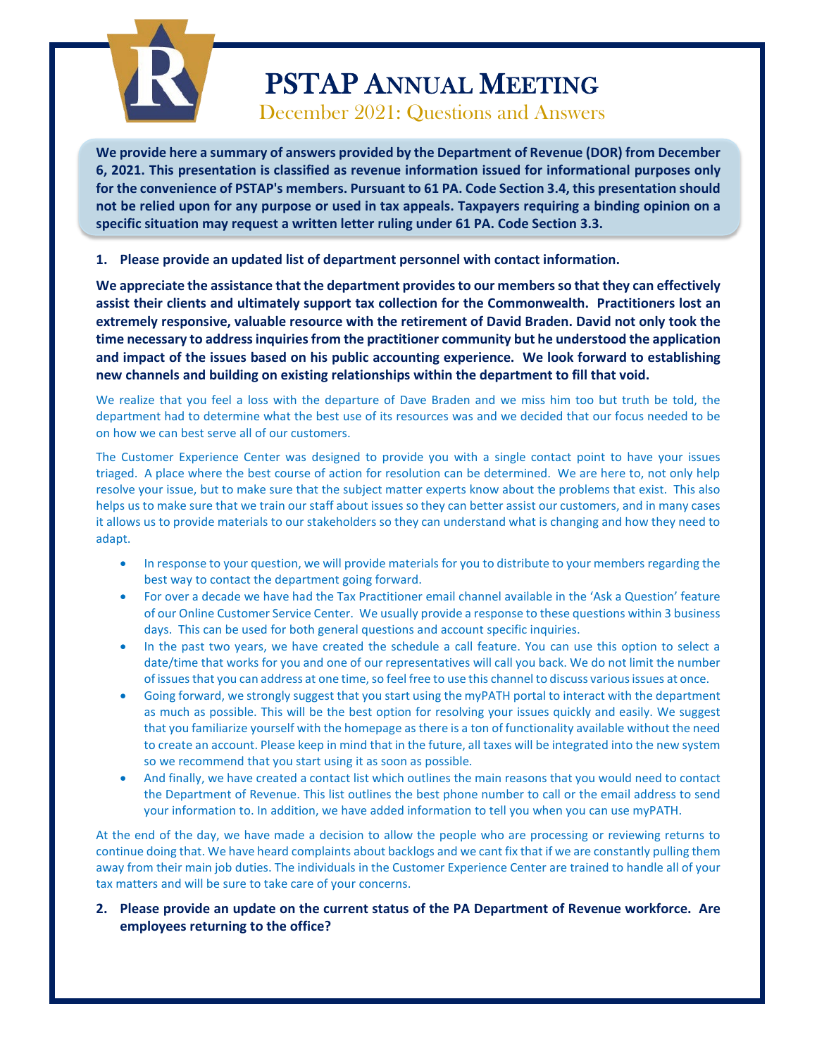# PSTAP ANNUAL MEETING

## December 2021: Questions and Answers

**We provide here a summary of answers provided by the Department of Revenue (DOR) from December 6, 2021. This presentation is classified as revenue information issued for informational purposes only for the convenience of PSTAP's members. Pursuant to 61 PA. Code Section 3.4, this presentation should not be relied upon for any purpose or used in tax appeals. Taxpayers requiring a binding opinion on a specific situation may request a written letter ruling under 61 PA. Code Section 3.3.**

**1. Please provide an updated list of department personnel with contact information.**

**We appreciate the assistance that the department provides to our members so that they can effectively assist their clients and ultimately support tax collection for the Commonwealth. Practitioners lost an extremely responsive, valuable resource with the retirement of David Braden. David not only took the time necessary to address inquiries from the practitioner community but he understood the application and impact of the issues based on his public accounting experience. We look forward to establishing new channels and building on existing relationships within the department to fill that void.**

We realize that you feel a loss with the departure of Dave Braden and we miss him too but truth be told, the department had to determine what the best use of its resources was and we decided that our focus needed to be on how we can best serve all of our customers.

The Customer Experience Center was designed to provide you with a single contact point to have your issues triaged. A place where the best course of action for resolution can be determined. We are here to, not only help resolve your issue, but to make sure that the subject matter experts know about the problems that exist. This also helps us to make sure that we train our staff about issues so they can better assist our customers, and in many cases it allows us to provide materials to our stakeholders so they can understand what is changing and how they need to adapt.

- In response to your question, we will provide materials for you to distribute to your members regarding the best way to contact the department going forward.
- For over a decade we have had the Tax Practitioner email channel available in the 'Ask a Question' feature of our Online Customer Service Center. We usually provide a response to these questions within 3 business days. This can be used for both general questions and account specific inquiries.
- In the past two years, we have created the schedule a call feature. You can use this option to select a date/time that works for you and one of our representatives will call you back. We do not limit the number of issues that you can address at one time, so feel free to use this channel to discuss various issues at once.
- Going forward, we strongly suggest that you start using the myPATH portal to interact with the department as much as possible. This will be the best option for resolving your issues quickly and easily. We suggest that you familiarize yourself with the homepage as there is a ton of functionality available without the need to create an account. Please keep in mind that in the future, all taxes will be integrated into the new system so we recommend that you start using it as soon as possible.
- And finally, we have created a contact list which outlines the main reasons that you would need to contact the Department of Revenue. This list outlines the best phone number to call or the email address to send your information to. In addition, we have added information to tell you when you can use myPATH.

At the end of the day, we have made a decision to allow the people who are processing or reviewing returns to continue doing that. We have heard complaints about backlogs and we cant fix that if we are constantly pulling them away from their main job duties. The individuals in the Customer Experience Center are trained to handle all of your tax matters and will be sure to take care of your concerns.

**2. Please provide an update on the current status of the PA Department of Revenue workforce. Are employees returning to the office?**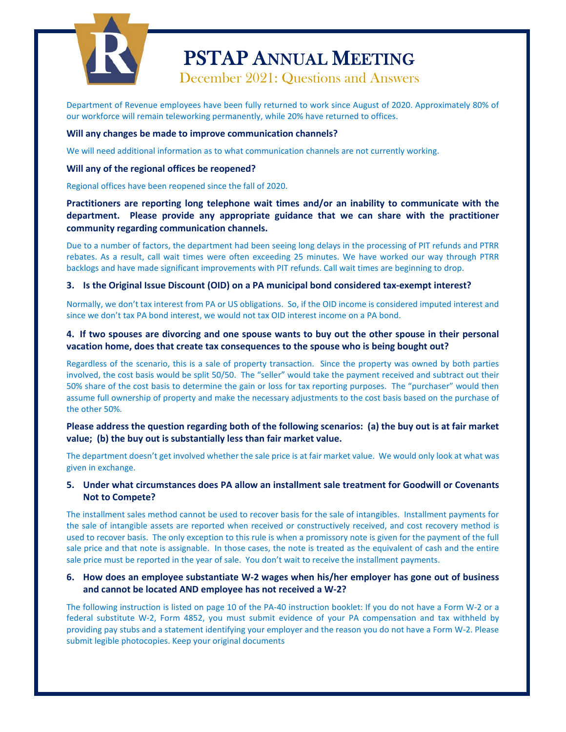# PSTAP Annual Meeting

## December 2021: Questions and Answers

Department of Revenue employees have been fully returned to work since August of 2020. Approximately 80% of our workforce will remain teleworking permanently, while 20% have returned to offices.

**Will any changes be made to improve communication channels?**

We will need additional information as to what communication channels are not currently working.

**Will any of the regional offices be reopened?**

Regional offices have been reopened since the fall of 2020.

**Practitioners are reporting long telephone wait times and/or an inability to communicate with the department. Please provide any appropriate guidance that we can share with the practitioner community regarding communication channels.**

Due to a number of factors, the department had been seeing long delays in the processing of PIT refunds and PTRR rebates. As a result, call wait times were often exceeding 25 minutes. We have worked our way through PTRR backlogs and have made significant improvements with PIT refunds. Call wait times are beginning to drop.

**3. Is the Original Issue Discount (OID) on a PA municipal bond considered tax-exempt interest?**

Normally, we don't tax interest from PA or US obligations. So, if the OID income is considered imputed interest and since we don't tax PA bond interest, we would not tax OID interest income on a PA bond.

**4. If two spouses are divorcing and one spouse wants to buy out the other spouse in their personal vacation home, does that create tax consequences to the spouse who is being bought out?**

Regardless of the scenario, this is a sale of property transaction. Since the property was owned by both parties involved, the cost basis would be split 50/50. The "seller" would take the payment received and subtract out their 50% share of the cost basis to determine the gain or loss for tax reporting purposes. The "purchaser" would then assume full ownership of property and make the necessary adjustments to the cost basis based on the purchase of the other 50%.

**Please address the question regarding both of the following scenarios: (a) the buy out is at fair market value; (b) the buy out is substantially less than fair market value.**

The department doesn't get involved whether the sale price is at fair market value. We would only look at what was given in exchange.

**5. Under what circumstances does PA allow an installment sale treatment for Goodwill or Covenants Not to Compete?**

The installment sales method cannot be used to recover basis for the sale of intangibles. Installment payments for the sale of intangible assets are reported when received or constructively received, and cost recovery method is used to recover basis. The only exception to this rule is when a promissory note is given for the payment of the full sale price and that note is assignable. In those cases, the note is treated as the equivalent of cash and the entire sale price must be reported in the year of sale. You don't wait to receive the installment payments.

**6. How does an employee substantiate W-2 wages when his/her employer has gone out of business and cannot be located AND employee has not received a W-2?**

The following instruction is listed on page 10 of the PA-40 instruction booklet: If you do not have a Form W-2 or a federal substitute W-2, Form 4852, you must submit evidence of your PA compensation and tax withheld by providing pay stubs and a statement identifying your employer and the reason you do not have a Form W-2. Please submit legible photocopies. Keep your original documents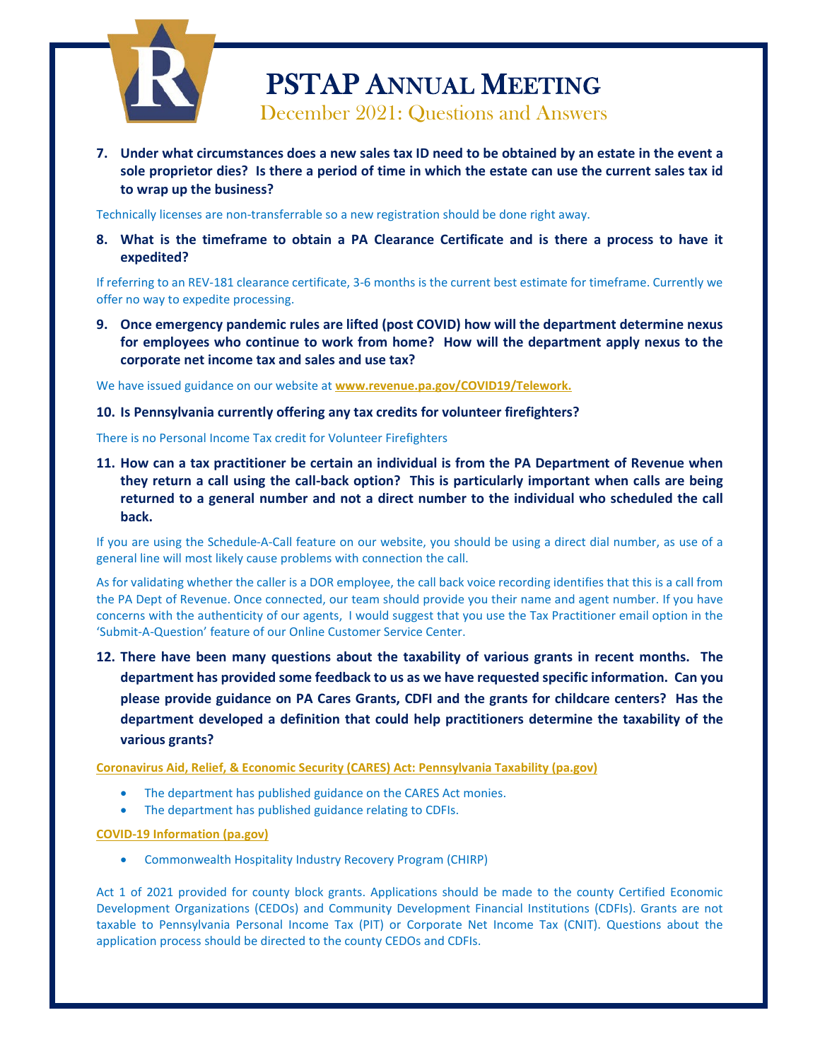# PSTAP Annual Meeting

## December 2021: Questions and Answers

**7. Under what circumstances does a new sales tax ID need to be obtained by an estate in the event a sole proprietor dies? Is there a period of time in which the estate can use the current sales tax id to wrap up the business?**

Technically licenses are non-transferrable so a new registration should be done right away.

**8. What is the timeframe to obtain a PA Clearance Certificate and is there a process to have it expedited?**

If referring to an REV-181 clearance certificate, 3-6 months is the current best estimate for timeframe. Currently we offer no way to expedite processing.

**9. Once emergency pandemic rules are lifted (post COVID) how will the department determine nexus for employees who continue to work from home? How will the department apply nexus to the corporate net income tax and sales and use tax?**

We have issued guidance on our website at **www.revenue.pa.gov/COVID19/Telework.**

**10. Is Pennsylvania currently offering any tax credits for volunteer firefighters?**

There is no Personal Income Tax credit for Volunteer Firefighters

**11. How can a tax practitioner be certain an individual is from the PA Department of Revenue when they return a call using the call-back option? This is particularly important when calls are being returned to a general number and not a direct number to the individual who scheduled the call back.**

If you are using the Schedule-A-Call feature on our website, you should be using a direct dial number, as use of a general line will most likely cause problems with connection the call.

As for validating whether the caller is a DOR employee, the call back voice recording identifies that this is a call from the PA Dept of Revenue. Once connected, our team should provide you their name and agent number. If you have concerns with the authenticity of our agents, I would suggest that you use the Tax Practitioner email option in the 'Submit-A-Question' feature of our Online Customer Service Center.

**12. There have been many questions about the taxability of various grants in recent months. The department has provided some feedback to us as we have requested specific information. Can you please provide guidance on PA Cares Grants, CDFI and the grants for childcare centers? Has the department developed a definition that could help practitioners determine the taxability of the various grants?**

**Coronavirus Aid, Relief, & Economic Security (CARES) Act: Pennsylvania Taxability (pa.gov)**

- The department has published guidance on the CARES Act monies.
- The department has published guidance relating to CDFIs.

**COVID-19 Information (pa.gov)**

- Commonwealth Hospitality Industry Recovery Program (CHIRP)

Act 1 of 2021 provided for county block grants. Applications should be made to the county Certified Economic Development Organizations (CEDOs) and Community Development Financial Institutions (CDFIs). Grants are not taxable to Pennsylvania Personal Income Tax (PIT) or Corporate Net Income Tax (CNIT). Questions about the application process should be directed to the county CEDOs and CDFIs.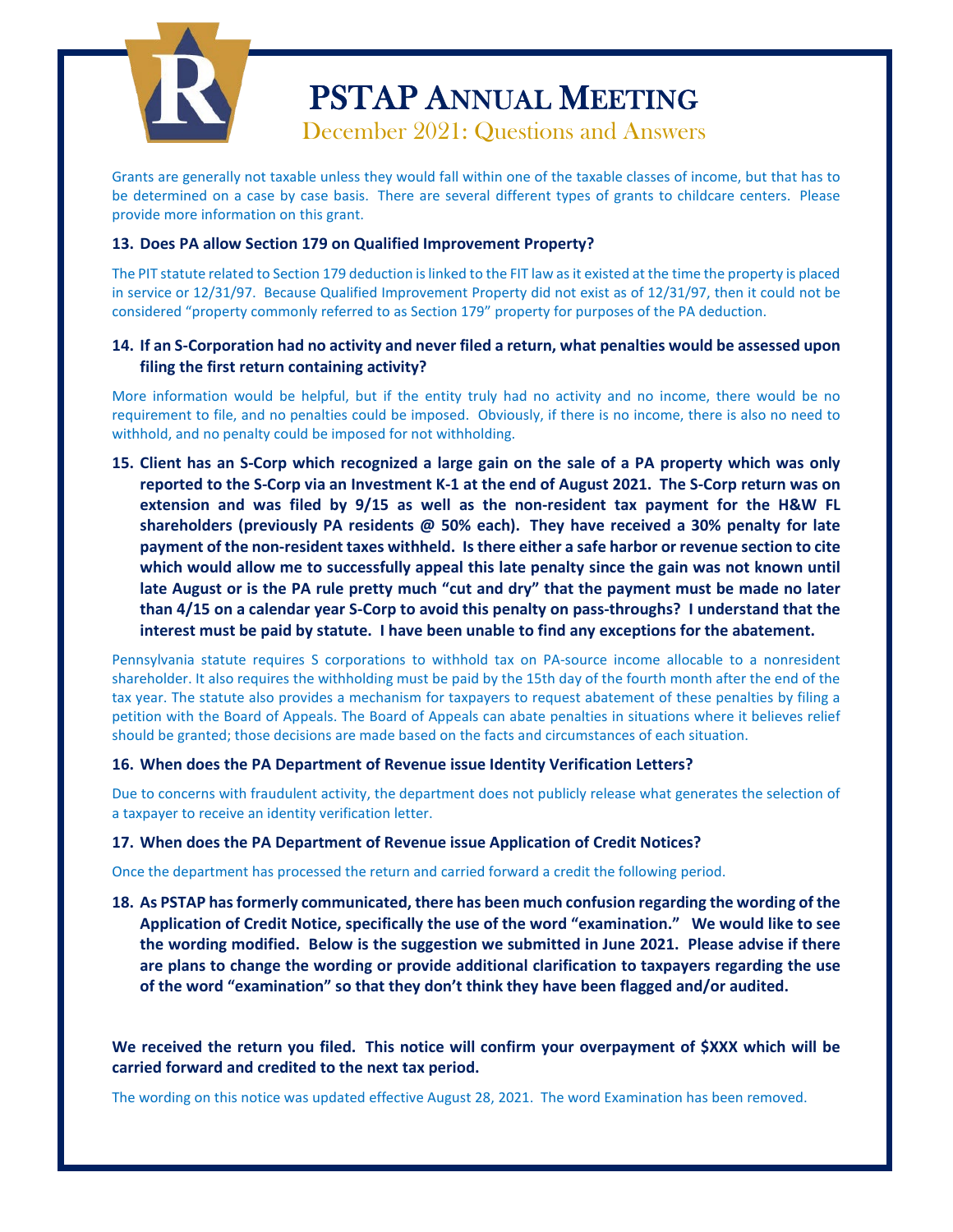Grants are generally not taxable unless they would fall within one of the taxable classes of income, but that has to be determined on a case by case basis. There are several different types of grants to childcare centers. Please provide more information on this grant.

**13. Does PA allow Section 179 on Qualified Improvement Property?**

The PIT statute related to Section 179 deduction is linked to the FIT law as it existed at the time the property is placed in service or 12/31/97. Because Qualified Improvement Property did not exist as of 12/31/97, then it could not be considered "property commonly referred to as Section 179" property for purposes of the PA deduction.

**14. If an S-Corporation had no activity and never filed a return, what penalties would be assessed upon filing the first return containing activity?**

More information would be helpful, but if the entity truly had no activity and no income, there would be no requirement to file, and no penalties could be imposed. Obviously, if there is no income, there is also no need to withhold, and no penalty could be imposed for not withholding.

**15. Client has an S-Corp which recognized a large gain on the sale of a PA property which was only reported to the S-Corp via an Investment K-1 at the end of August 2021. The S-Corp return was on extension and was filed by 9/15 as well as the non-resident tax payment for the H&W FL shareholders (previously PA residents @ 50% each). They have received a 30% penalty for late payment of the non-resident taxes withheld. Is there either a safe harbor or revenue section to cite which would allow me to successfully appeal this late penalty since the gain was not known until late August or is the PA rule pretty much "cut and dry" that the payment must be made no later than 4/15 on a calendar year S-Corp to avoid this penalty on pass-throughs? I understand that the interest must be paid by statute. I have been unable to find any exceptions for the abatement.**

Pennsylvania statute requires S corporations to withhold tax on PA-source income allocable to a nonresident shareholder. It also requires the withholding must be paid by the 15th day of the fourth month after the end of the tax year. The statute also provides a mechanism for taxpayers to request abatement of these penalties by filing a petition with the Board of Appeals. The Board of Appeals can abate penalties in situations where it believes relief should be granted; those decisions are made based on the facts and circumstances of each situation.

**16. When does the PA Department of Revenue issue Identity Verification Letters?**

Due to concerns with fraudulent activity, the department does not publicly release what generates the selection of a taxpayer to receive an identity verification letter.

**17. When does the PA Department of Revenue issue Application of Credit Notices?**

Once the department has processed the return and carried forward a credit the following period.

**18. As PSTAP has formerly communicated, there has been much confusion regarding the wording of the Application of Credit Notice, specifically the use of the word "examination." We would like to see the wording modified. Below is the suggestion we submitted in June 2021. Please advise if there are plans to change the wording or provide additional clarification to taxpayers regarding the use of the word "examination" so that they don't think they have been flagged and/or audited.**

**We received the return you filed. This notice will confirm your overpayment of $XXX which will be carried forward and credited to the next tax period.**

The wording on this notice was updated effective August 28, 2021. The word Examination has been removed.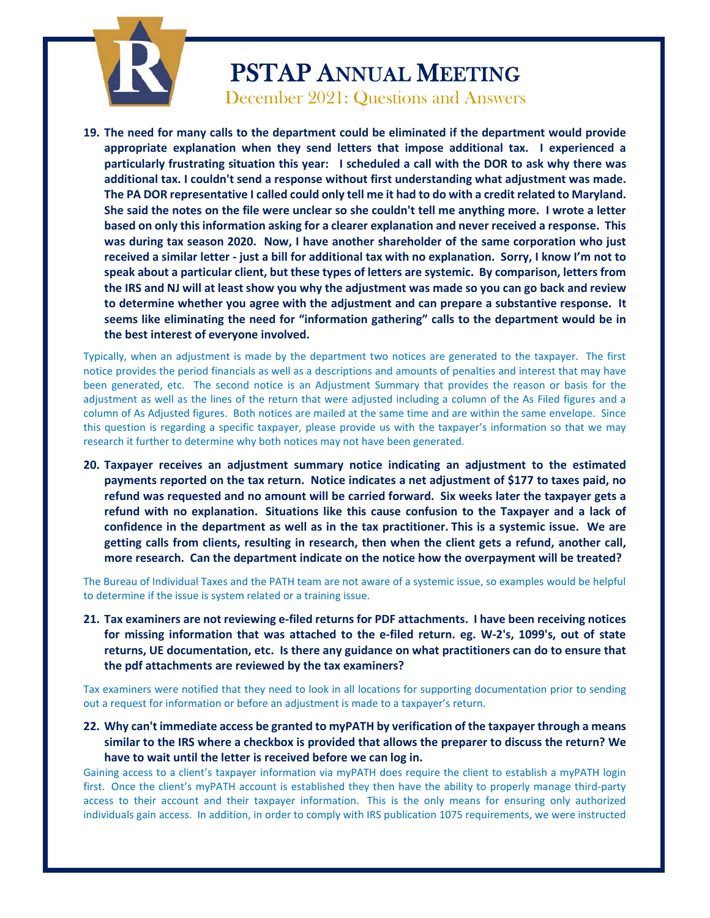**19. The need for many calls to the department could be eliminated if the department would provide appropriate explanation when they send letters that impose additional tax. I experienced a particularly frustrating situation this year: I scheduled a call with the DOR to ask why there was additional tax. I couldn't send a response without first understanding what adjustment was made. The PA DOR representative I called could only tell me it had to do with a credit related to Maryland. She said the notes on the file were unclear so she couldn't tell me anything more. I wrote a letter based on only this information asking for a clearer explanation and never received a response. This was during tax season 2020. Now, I have another shareholder of the same corporation who just received a similar letter - just a bill for additional tax with no explanation. Sorry, I know I'm not to speak about a particular client, but these types of letters are systemic. By comparison, letters from the IRS and NJ will at least show you why the adjustment was made so you can go back and review to determine whether you agree with the adjustment and can prepare a substantive response. It seems like eliminating the need for "information gathering" calls to the department would be in the best interest of everyone involved.**

Typically, when an adjustment is made by the department two notices are generated to the taxpayer. The first notice provides the period financials as well as a descriptions and amounts of penalties and interest that may have been generated, etc. The second notice is an Adjustment Summary that provides the reason or basis for the adjustment as well as the lines of the return that were adjusted including a column of the As Filed figures and a column of As Adjusted figures. Both notices are mailed at the same time and are within the same envelope. Since this question is regarding a specific taxpayer, please provide us with the taxpayer's information so that we may research it further to determine why both notices may not have been generated.

**20. Taxpayer receives an adjustment summary notice indicating an adjustment to the estimated payments reported on the tax return. Notice indicates a net adjustment of $177 to taxes paid, no refund was requested and no amount will be carried forward. Six weeks later the taxpayer gets a refund with no explanation. Situations like this cause confusion to the Taxpayer and a lack of confidence in the department as well as in the tax practitioner. This is a systemic issue. We are getting calls from clients, resulting in research, then when the client gets a refund, another call, more research. Can the department indicate on the notice how the overpayment will be treated?**

The Bureau of Individual Taxes and the PATH team are not aware of a systemic issue, so examples would be helpful to determine if the issue is system related or a training issue.

**21. Tax examiners are not reviewing e-filed returns for PDF attachments. I have been receiving notices for missing information that was attached to the e-filed return. eg. W-2's, 1099's, out of state returns, UE documentation, etc. Is there any guidance on what practitioners can do to ensure that the pdf attachments are reviewed by the tax examiners?**

Tax examiners were notified that they need to look in all locations for supporting documentation prior to sending out a request for information or before an adjustment is made to a taxpayer's return.

**22. Why can't immediate access be granted to myPATH by verification of the taxpayer through a means similar to the IRS where a checkbox is provided that allows the preparer to discuss the return? We have to wait until the letter is received before we can log in.**

Gaining access to a client's taxpayer information via myPATH does require the client to establish a myPATH login first. Once the client's myPATH account is established they then have the ability to properly manage third-party access to their account and their taxpayer information. This is the only means for ensuring only authorized individuals gain access. In addition, in order to comply with IRS publication 1075 requirements, we were instructed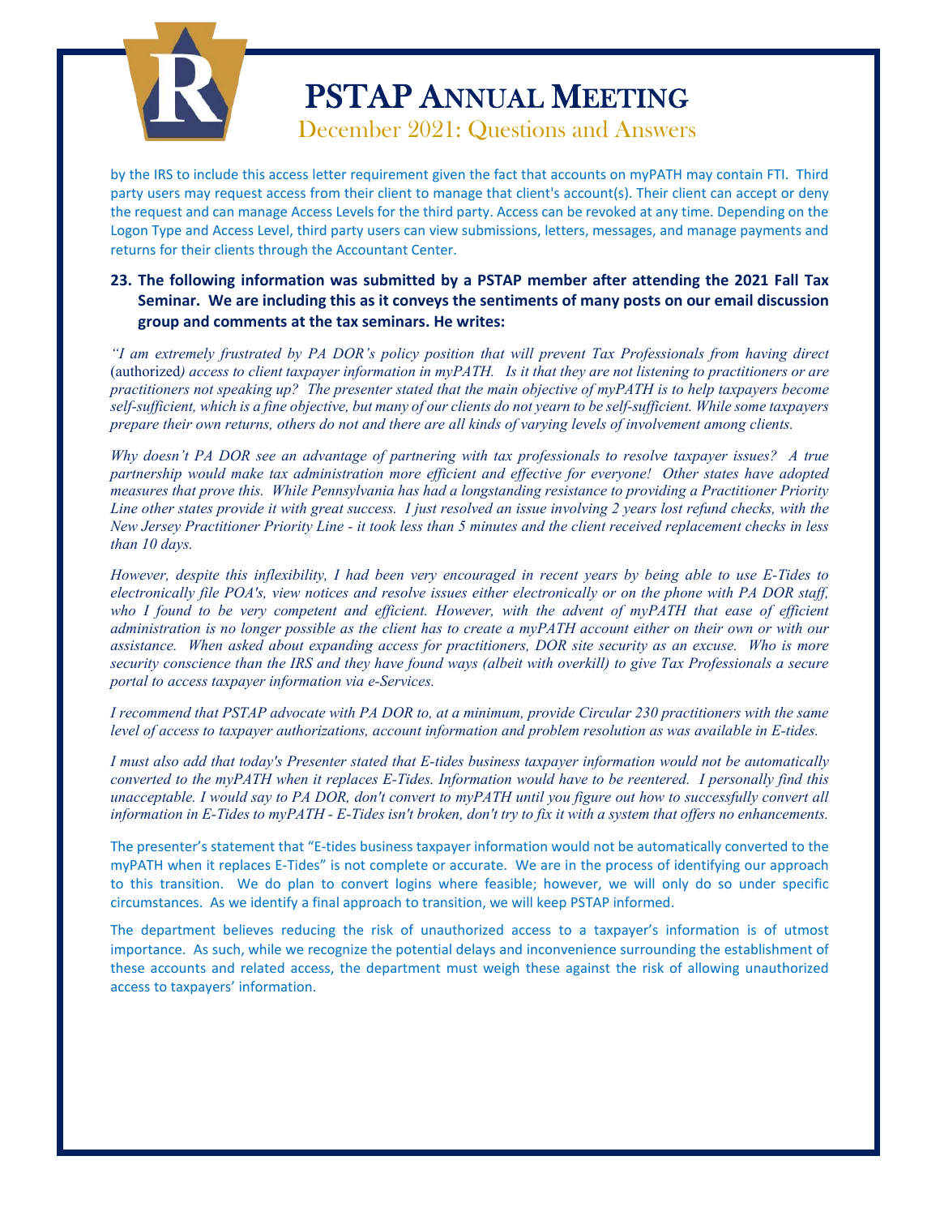by the IRS to include this access letter requirement given the fact that accounts on myPATH may contain FTI. Third party users may request access from their client to manage that client's account(s). Their client can accept or deny the request and can manage Access Levels for the third party. Access can be revoked at any time. Depending on the Logon Type and Access Level, third party users can view submissions, letters, messages, and manage payments and returns for their clients through the Accountant Center.

**23. The following information was submitted by a PSTAP member after attending the 2021 Fall Tax Seminar. We are including this as it conveys the sentiments of many posts on our email discussion group and comments at the tax seminars. He writes:**

*"I am extremely frustrated by PA DOR's policy position that will prevent Tax Professionals from having direct* (authorized*) access to client taxpayer information in myPATH. Is it that they are not listening to practitioners or are practitioners not speaking up? The presenter stated that the main objective of myPATH is to help taxpayers become self-sufficient, which is a fine objective, but many of our clients do not yearn to be self-sufficient. While some taxpayers prepare their own returns, others do not and there are all kinds of varying levels of involvement among clients.*

*Why doesn't PA DOR see an advantage of partnering with tax professionals to resolve taxpayer issues? A true partnership would make tax administration more efficient and effective for everyone! Other states have adopted measures that prove this. While Pennsylvania has had a longstanding resistance to providing a Practitioner Priority Line other states provide it with great success. I just resolved an issue involving 2 years lost refund checks, with the New Jersey Practitioner Priority Line - it took less than 5 minutes and the client received replacement checks in less than 10 days.*

*However, despite this inflexibility, I had been very encouraged in recent years by being able to use E-Tides to electronically file POA's, view notices and resolve issues either electronically or on the phone with PA DOR staff, who I found to be very competent and efficient. However, with the advent of myPATH that ease of efficient administration is no longer possible as the client has to create a myPATH account either on their own or with our assistance. When asked about expanding access for practitioners, DOR site security as an excuse. Who is more security conscience than the IRS and they have found ways (albeit with overkill) to give Tax Professionals a secure portal to access taxpayer information via e-Services.*

*I recommend that PSTAP advocate with PA DOR to, at a minimum, provide Circular 230 practitioners with the same level of access to taxpayer authorizations, account information and problem resolution as was available in E-tides.*

*I must also add that today's Presenter stated that E-tides business taxpayer information would not be automatically converted to the myPATH when it replaces E-Tides. Information would have to be reentered. I personally find this unacceptable. I would say to PA DOR, don't convert to myPATH until you figure out how to successfully convert all information in E-Tides to myPATH - E-Tides isn't broken, don't try to fix it with a system that offers no enhancements.*

The presenter's statement that "E-tides business taxpayer information would not be automatically converted to the myPATH when it replaces E-Tides" is not complete or accurate. We are in the process of identifying our approach to this transition. We do plan to convert logins where feasible; however, we will only do so under specific circumstances. As we identify a final approach to transition, we will keep PSTAP informed.

The department believes reducing the risk of unauthorized access to a taxpayer's information is of utmost importance. As such, while we recognize the potential delays and inconvenience surrounding the establishment of these accounts and related access, the department must weigh these against the risk of allowing unauthorized access to taxpayers' information.